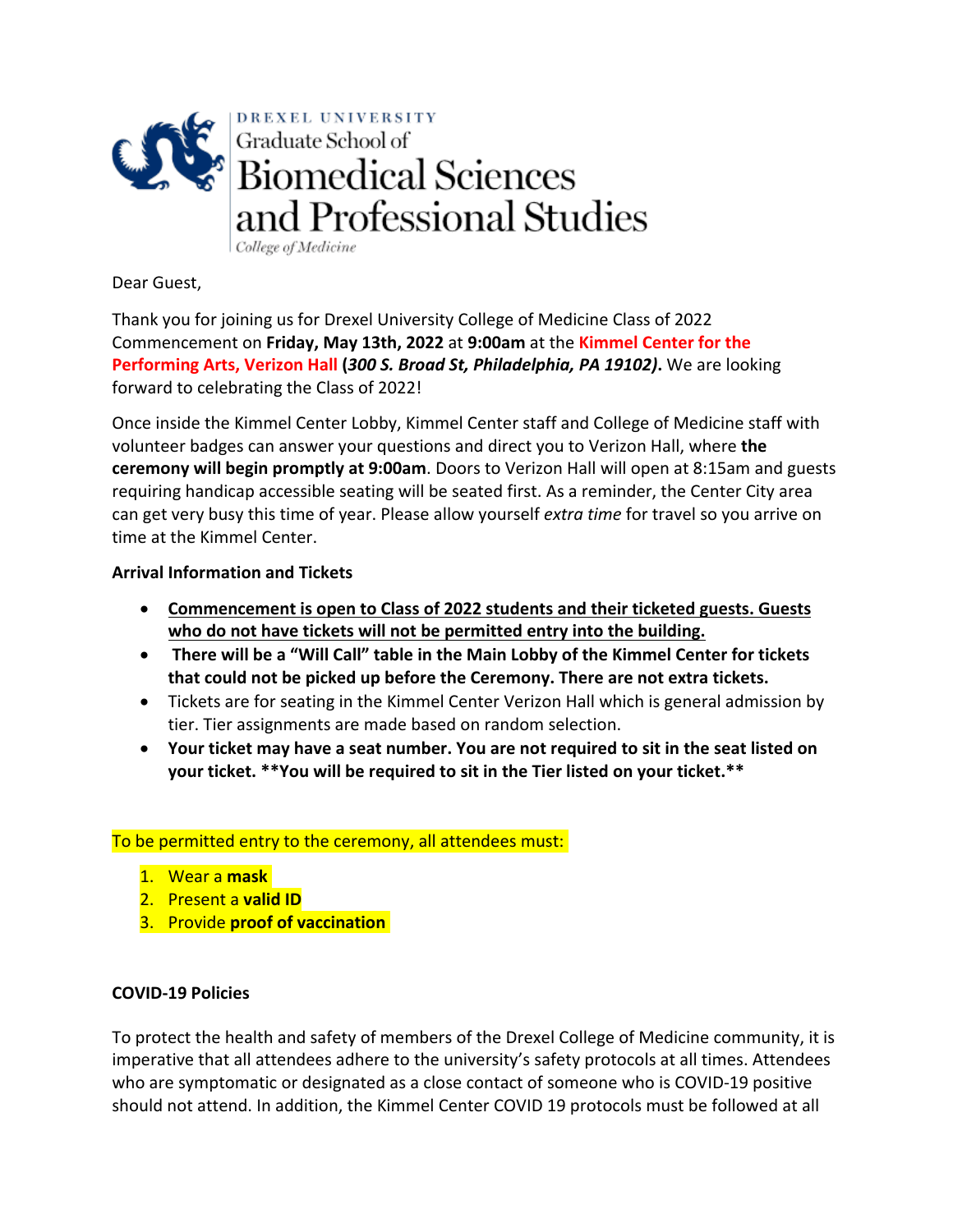DREXEL UNIVERSITY
Graduate School of
Biomedical Sciences
and Professional Studies
*College of Medicine*

Dear Guest,

Thank you for joining us for Drexel University College of Medicine Class of 2022 Commencement on **Friday, May 13th, 2022** at **9:00am** at the **Kimmel Center for the Performing Arts, Verizon Hall (*300 S. Broad St, Philadelphia, PA 19102*).** We are looking forward to celebrating the Class of 2022!

Once inside the Kimmel Center Lobby, Kimmel Center staff and College of Medicine staff with volunteer badges can answer your questions and direct you to Verizon Hall, where **the ceremony will begin promptly at 9:00am**. Doors to Verizon Hall will open at 8:15am and guests requiring handicap accessible seating will be seated first. As a reminder, the Center City area can get very busy this time of year. Please allow yourself *extra time* for travel so you arrive on time at the Kimmel Center.

**Arrival Information and Tickets**

- **Commencement is open to Class of 2022 students and their ticketed guests. Guests who do not have tickets will not be permitted entry into the building.**
- **There will be a "Will Call" table in the Main Lobby of the Kimmel Center for tickets that could not be picked up before the Ceremony. There are not extra tickets.**
- Tickets are for seating in the Kimmel Center Verizon Hall which is general admission by tier. Tier assignments are made based on random selection.
- **Your ticket may have a seat number. You are not required to sit in the seat listed on your ticket. **You will be required to sit in the Tier listed on your ticket.****

To be permitted entry to the ceremony, all attendees must:

1. Wear a **mask**
2. Present a **valid ID**
3. Provide **proof of vaccination**

**COVID-19 Policies**

To protect the health and safety of members of the Drexel College of Medicine community, it is imperative that all attendees adhere to the university's safety protocols at all times. Attendees who are symptomatic or designated as a close contact of someone who is COVID-19 positive should not attend. In addition, the Kimmel Center COVID 19 protocols must be followed at all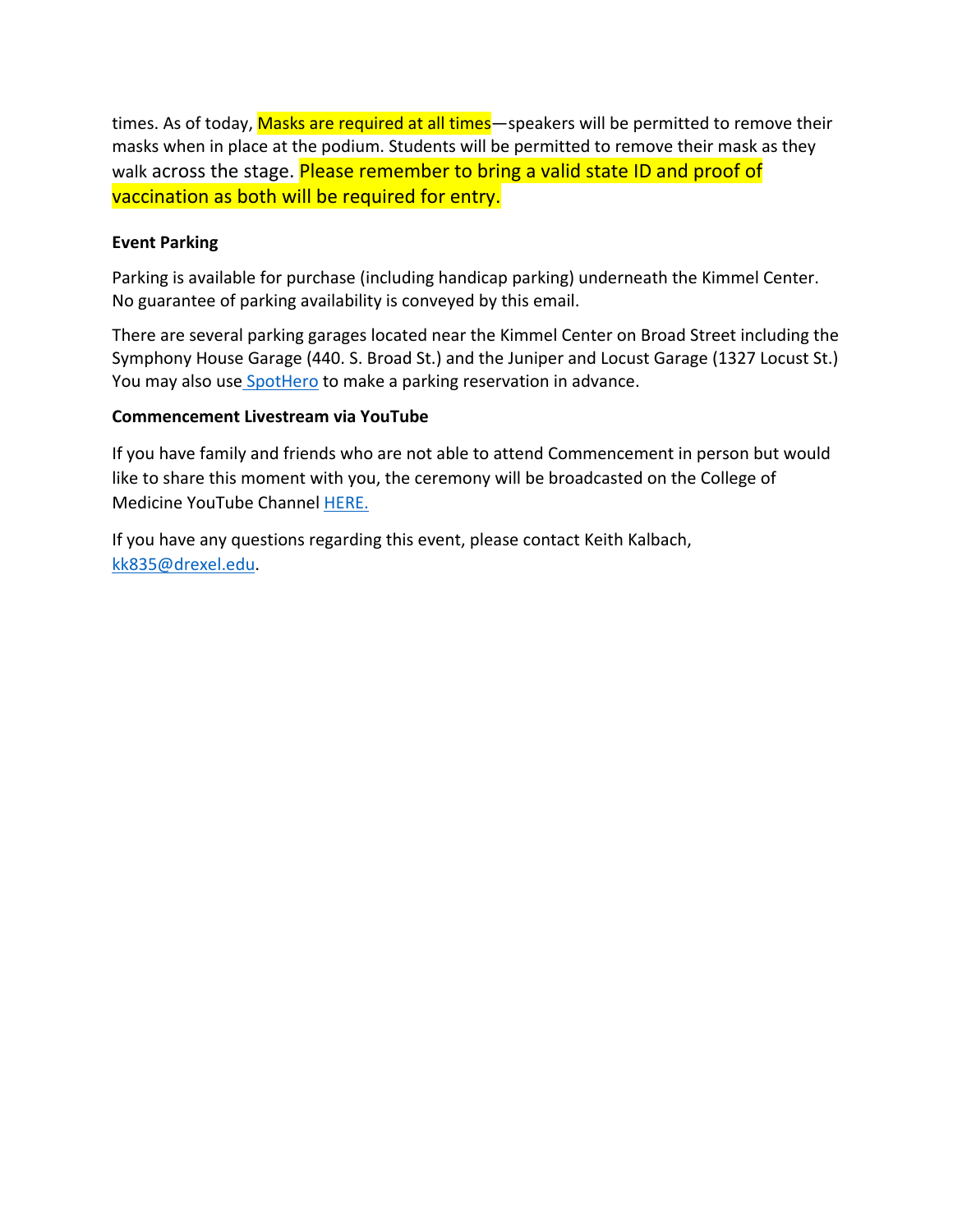times. As of today, Masks are required at all times—speakers will be permitted to remove their masks when in place at the podium. Students will be permitted to remove their mask as they walk across the stage. Please remember to bring a valid state ID and proof of vaccination as both will be required for entry.

**Event Parking**

Parking is available for purchase (including handicap parking) underneath the Kimmel Center. No guarantee of parking availability is conveyed by this email.

There are several parking garages located near the Kimmel Center on Broad Street including the Symphony House Garage (440. S. Broad St.) and the Juniper and Locust Garage (1327 Locust St.) You may also use SpotHero to make a parking reservation in advance.

**Commencement Livestream via YouTube**

If you have family and friends who are not able to attend Commencement in person but would like to share this moment with you, the ceremony will be broadcasted on the College of Medicine YouTube Channel HERE.

If you have any questions regarding this event, please contact Keith Kalbach, kk835@drexel.edu.